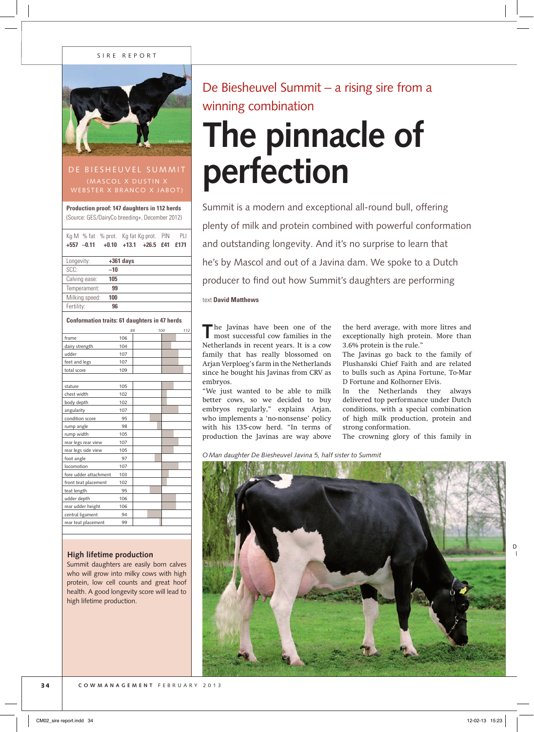SIRE REPORT

## DE BIESHEUVEL SUMMIT

(MASCOL X DUSTIN X WEBSTER X BRANCO X JABOT)

**Production proof: 147 daughters in 112 herds**
(Source: GES/DairyCo breeding+, December 2012)

| Kg M | % fat | % prot. | Kg fat | Kg prot. | PIN | PLI |
|---|---|---|---|---|---|---|
| +557 | –0.11 | +0.10 | +13.1 | +26.5 | £41 | £171 |

| | |
|---|---|
| Longevity: | +361 days |
| SCC: | –10 |
| Calving ease: | 105 |
| Temperament: | 99 |
| Milking speed: | 100 |
| Fertility: | 96 |

**Conformation traits: 61 daughters in 47 herds**

| Trait | Score |
|---|---|
| frame | 106 |
| dairy strength | 104 |
| udder | 107 |
| feet and legs | 107 |
| total score | 109 |
| stature | 105 |
| chest width | 102 |
| body depth | 102 |
| angularity | 107 |
| condition score | 95 |
| rump angle | 98 |
| rump width | 105 |
| rear legs rear view | 107 |
| rear legs side view | 105 |
| foot angle | 97 |
| locomotion | 107 |
| fore udder attachment | 103 |
| front teat placement | 102 |
| teat length | 95 |
| udder depth | 106 |
| rear udder height | 106 |
| central ligament | 94 |
| rear teat placement | 99 |

### High lifetime production

Summit daughters are easily born calves who will grow into milky cows with high protein, low cell counts and great hoof health. A good longevity score will lead to high lifetime production.

De Biesheuvel Summit – a rising sire from a winning combination

# The pinnacle of perfection

Summit is a modern and exceptional all-round bull, offering plenty of milk and protein combined with powerful conformation and outstanding longevity. And it's no surprise to learn that he's by Mascol and out of a Javina dam. We spoke to a Dutch producer to find out how Summit's daughters are performing

text **David Matthews**

The Javinas have been one of the most successful cow families in the Netherlands in recent years. It is a cow family that has really blossomed on Arjan Verploeg's farm in the Netherlands since he bought his Javinas from CRV as embryos.

"We just wanted to be able to milk better cows, so we decided to buy embryos regularly," explains Arjan, who implements a 'no-nonsense' policy with his 135-cow herd. "In terms of production the Javinas are way above the herd average, with more litres and exceptionally high protein. More than 3.6% protein is the rule."

The Javinas go back to the family of Plushanski Chief Faith and are related to bulls such as Apina Fortune, To-Mar D Fortune and Kolhorner Elvis.

In the Netherlands they always delivered top performance under Dutch conditions, with a special combination of high milk production, protein and strong conformation.

The crowning glory of this family in

*O Man daughter De Biesheuvel Javina 5, half sister to Summit*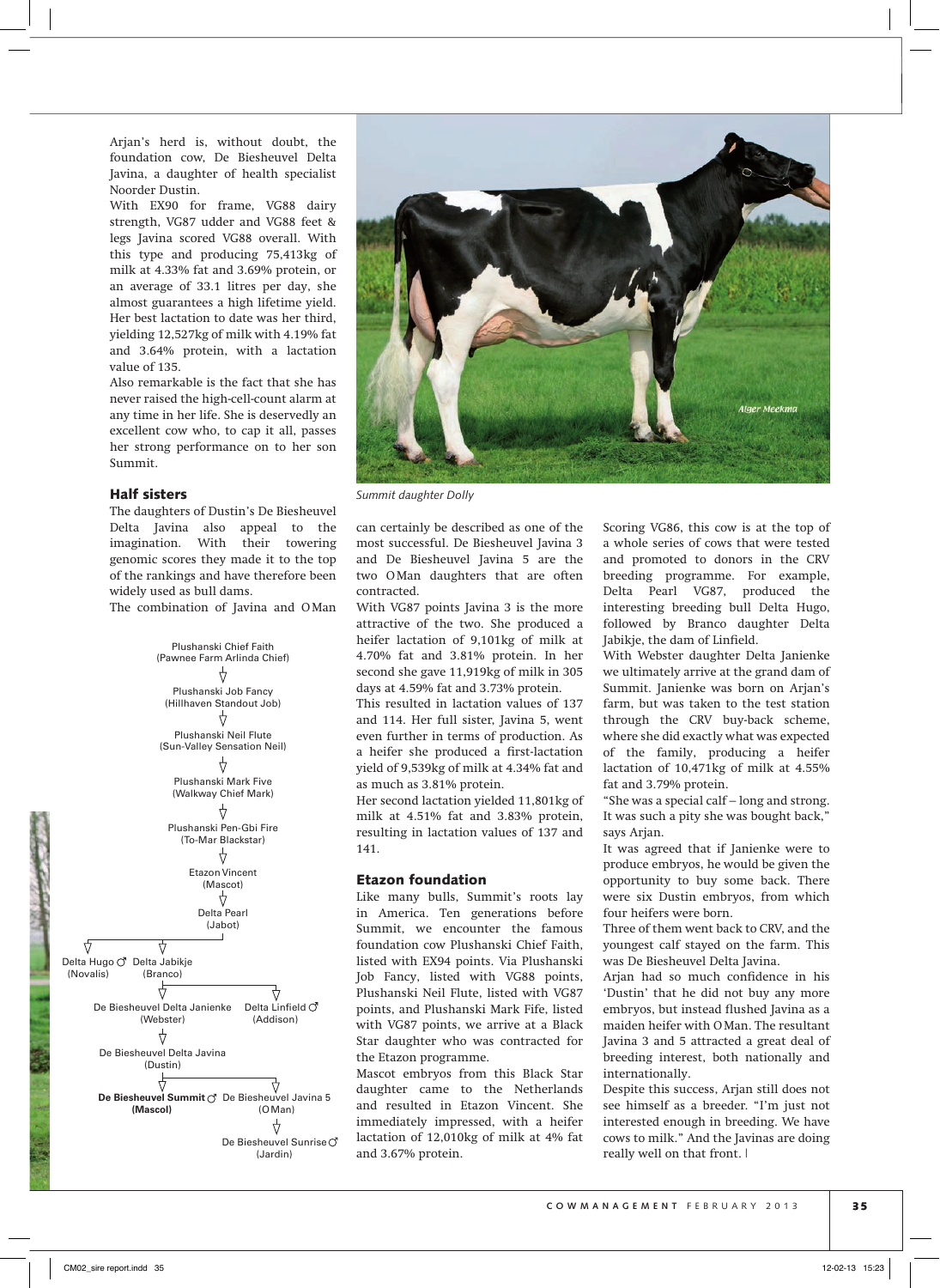Arjan's herd is, without doubt, the foundation cow, De Biesheuvel Delta Javina, a daughter of health specialist Noorder Dustin.

With EX90 for frame, VG88 dairy strength, VG87 udder and VG88 feet & legs Javina scored VG88 overall. With this type and producing 75,413kg of milk at 4.33% fat and 3.69% protein, or an average of 33.1 litres per day, she almost guarantees a high lifetime yield. Her best lactation to date was her third, yielding 12,527kg of milk with 4.19% fat and 3.64% protein, with a lactation value of 135.

Also remarkable is the fact that she has never raised the high-cell-count alarm at any time in her life. She is deservedly an excellent cow who, to cap it all, passes her strong performance on to her son Summit.

## Half sisters

The daughters of Dustin's De Biesheuvel Delta Javina also appeal to the imagination. With their towering genomic scores they made it to the top of the rankings and have therefore been widely used as bull dams.

The combination of Javina and O Man can certainly be described as one of the most successful. De Biesheuvel Javina 3 and De Biesheuvel Javina 5 are the two O Man daughters that are often contracted.

With VG87 points Javina 3 is the more attractive of the two. She produced a heifer lactation of 9,101kg of milk at 4.70% fat and 3.81% protein. In her second she gave 11,919kg of milk in 305 days at 4.59% fat and 3.73% protein.

This resulted in lactation values of 137 and 114. Her full sister, Javina 5, went even further in terms of production. As a heifer she produced a first-lactation yield of 9,539kg of milk at 4.34% fat and as much as 3.81% protein.

Her second lactation yielded 11,801kg of milk at 4.51% fat and 3.83% protein, resulting in lactation values of 137 and 141.

Plushanski Chief Faith
(Pawnee Farm Arlinda Chief)

Plushanski Job Fancy
(Hillhaven Standout Job)

Plushanski Neil Flute
(Sun-Valley Sensation Neil)

Plushanski Mark Five
(Walkway Chief Mark)

Plushanski Pen-Gbi Fire
(To-Mar Blackstar)

Etazon Vincent
(Mascot)

Delta Pearl
(Jabot)

Delta Hugo ♂ (Novalis)

Delta Jabikje (Branco)

De Biesheuvel Delta Janienke (Webster)

Delta Linfield ♂ (Addison)

De Biesheuvel Delta Javina (Dustin)

**De Biesheuvel Summit ♂ (Mascol)**

De Biesheuvel Javina 5 (O Man)

De Biesheuvel Sunrise ♂ (Jardin)

*Summit daughter Dolly*

Alger Meekma

## Etazon foundation

Like many bulls, Summit's roots lay in America. Ten generations before Summit, we encounter the famous foundation cow Plushanski Chief Faith, listed with EX94 points. Via Plushanski Job Fancy, listed with VG88 points, Plushanski Neil Flute, listed with VG87 points, and Plushanski Mark Fife, listed with VG87 points, we arrive at a Black Star daughter who was contracted for the Etazon programme.

Mascot embryos from this Black Star daughter came to the Netherlands and resulted in Etazon Vincent. She immediately impressed, with a heifer lactation of 12,010kg of milk at 4% fat and 3.67% protein.

Scoring VG86, this cow is at the top of a whole series of cows that were tested and promoted to donors in the CRV breeding programme. For example, Delta Pearl VG87, produced the interesting breeding bull Delta Hugo, followed by Branco daughter Delta Jabikje, the dam of Linfield.

With Webster daughter Delta Janienke we ultimately arrive at the grand dam of Summit. Janienke was born on Arjan's farm, but was taken to the test station through the CRV buy-back scheme, where she did exactly what was expected of the family, producing a heifer lactation of 10,471kg of milk at 4.55% fat and 3.79% protein.

"She was a special calf – long and strong. It was such a pity she was bought back," says Arjan.

It was agreed that if Janienke were to produce embryos, he would be given the opportunity to buy some back. There were six Dustin embryos, from which four heifers were born.

Three of them went back to CRV, and the youngest calf stayed on the farm. This was De Biesheuvel Delta Javina.

Arjan had so much confidence in his 'Dustin' that he did not buy any more embryos, but instead flushed Javina as a maiden heifer with O Man. The resultant Javina 3 and 5 attracted a great deal of breeding interest, both nationally and internationally.

Despite this success, Arjan still does not see himself as a breeder. "I'm just not interested enough in breeding. We have cows to milk." And the Javinas are doing really well on that front. |